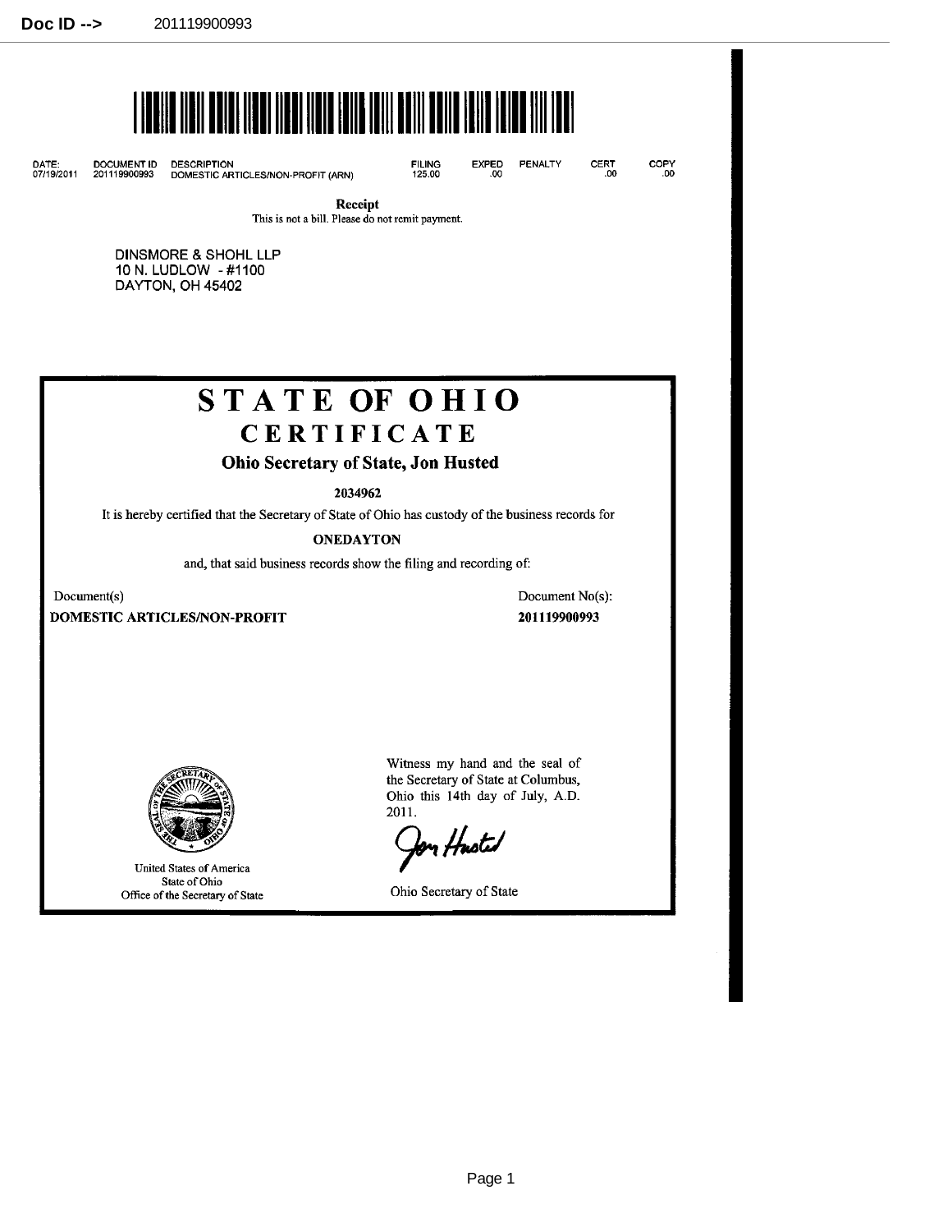Doc ID --> 201119900993

| DATE: | DOCUMENT ID | DESCRIPTION | FILING | EXPED | PENALTY | CERT | COPY |
| --- | --- | --- | --- | --- | --- | --- | --- |
| 07/19/2011 | 201119900993 | DOMESTIC ARTICLES/NON-PROFIT (ARN) | 125.00 | .00 | | .00 | .00 |

**Receipt**

This is not a bill. Please do not remit payment.

DINSMORE & SHOHL LLP
10 N. LUDLOW - #1100
DAYTON, OH 45402

# STATE OF OHIO

## CERTIFICATE

### Ohio Secretary of State, Jon Husted

**2034962**

It is hereby certified that the Secretary of State of Ohio has custody of the business records for

**ONEDAYTON**

and, that said business records show the filing and recording of:

| Document(s) | Document No(s): |
| --- | --- |
| **DOMESTIC ARTICLES/NON-PROFIT** | **201119900993** |

United States of America
State of Ohio
Office of the Secretary of State

Witness my hand and the seal of the Secretary of State at Columbus, Ohio this 14th day of July, A.D. 2011.

Jon Husted

Ohio Secretary of State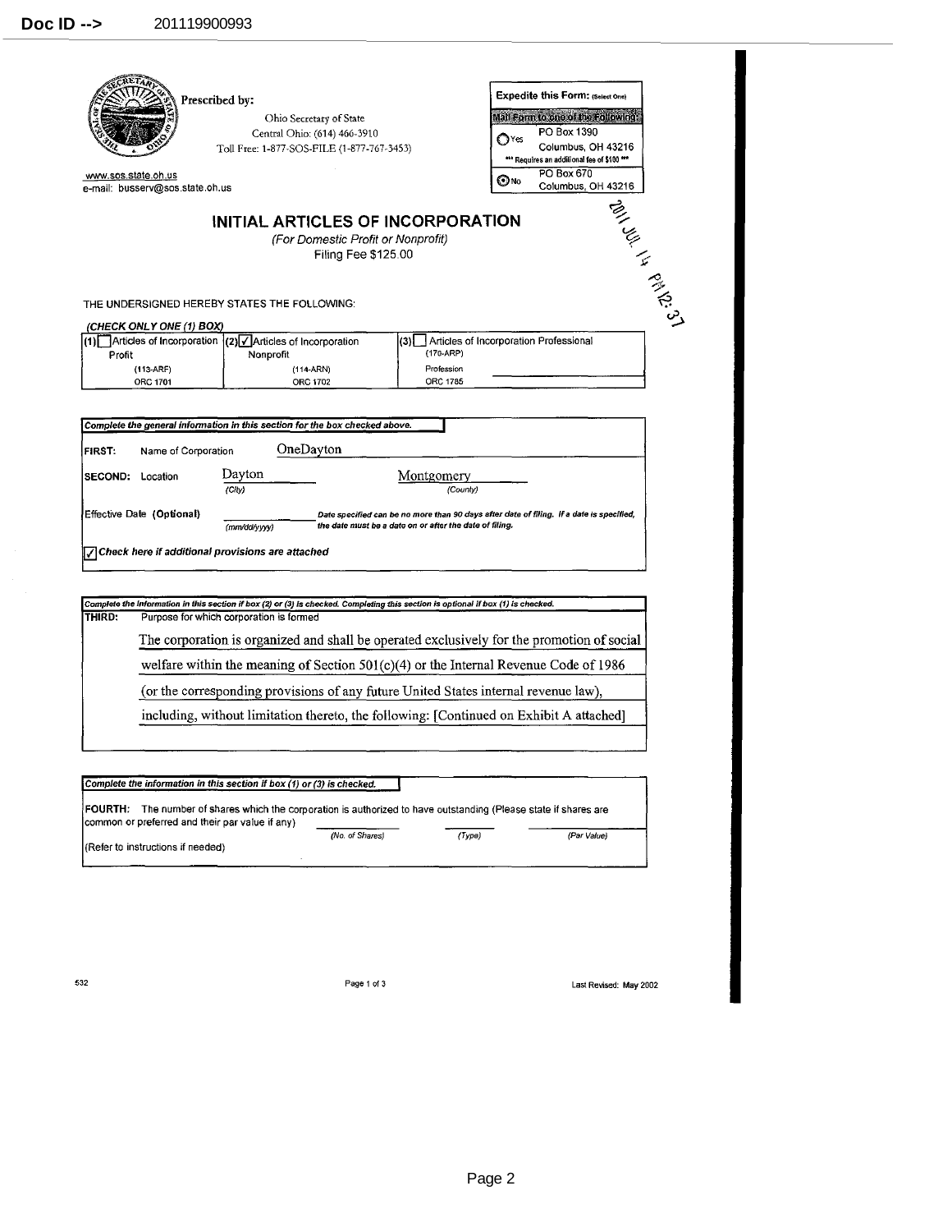Doc ID --> 201119900993

Prescribed by:

Ohio Secretary of State
Central Ohio: (614) 466-3910
Toll Free: 1-877-SOS-FILE (1-877-767-3453)

www.sos.state.oh.us
e-mail: busserv@sos.state.oh.us

**Expedite this Form:** (Select One)

Mail Form to one of the Following:

( ) Yes — PO Box 1390, Columbus, OH 43216 — *** Requires an additional fee of $100 ***

(•) No — PO Box 670, Columbus, OH 43216

2011 JUL 14 PM 12:37

# INITIAL ARTICLES OF INCORPORATION

*(For Domestic Profit or Nonprofit)*

Filing Fee $125.00

THE UNDERSIGNED HEREBY STATES THE FOLLOWING:

***(CHECK ONLY ONE (1) BOX)***

| (1) [ ] Articles of Incorporation Profit | (2) [✓] Articles of Incorporation Nonprofit | (3) [ ] Articles of Incorporation Professional |
|---|---|---|
| (113-ARF) | (114-ARN) | (170-ARP) |
| ORC 1701 | ORC 1702 | Profession ______ ORC 1785 |

***Complete the general information in this section for the box checked above.***

**FIRST:** Name of Corporation OneDayton

**SECOND:** Location Dayton (City) Montgomery (County)

Effective Date (Optional) ______ (mm/dd/yyyy) *Date specified can be no more than 90 days after date of filing. If a date is specified, the date must be a date on or after the date of filing.*

[✓] ***Check here if additional provisions are attached***

***Complete the information in this section if box (2) or (3) is checked. Completing this section is optional if box (1) is checked.***

**THIRD:** Purpose for which corporation is formed

The corporation is organized and shall be operated exclusively for the promotion of social welfare within the meaning of Section 501(c)(4) or the Internal Revenue Code of 1986 (or the corresponding provisions of any future United States internal revenue law), including, without limitation thereto, the following: [Continued on Exhibit A attached]

***Complete the information in this section if box (1) or (3) is checked.***

**FOURTH:** The number of shares which the corporation is authorized to have outstanding (Please state if shares are common or preferred and their par value if any)

______ (No. of Shares) ______ (Type) ______ (Par Value)

(Refer to instructions if needed)

532

Last Revised: May 2002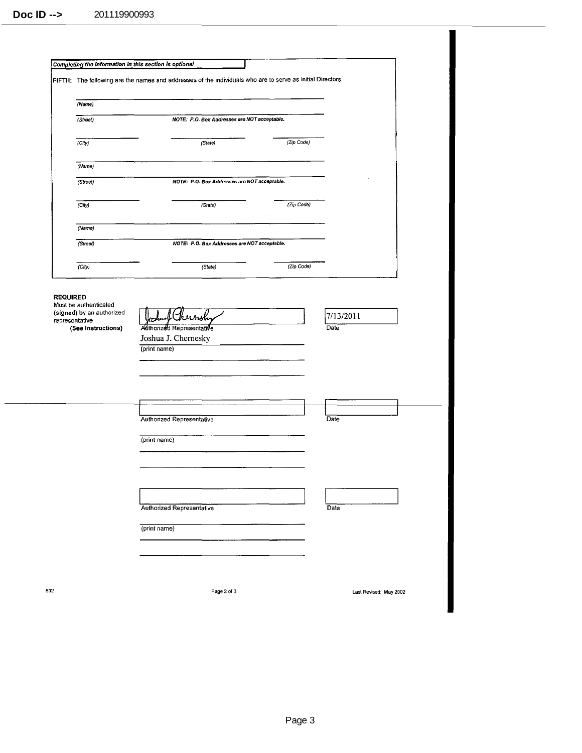Doc ID --> 201119900993

*Completing the information in this section is optional*

**FIFTH:** The following are the names and addresses of the individuals who are to serve as initial Directors.

(Name)

(Street) — *NOTE: P.O. Box Addresses are NOT acceptable.*

(City) (State) (Zip Code)

(Name)

(Street) — *NOTE: P.O. Box Addresses are NOT acceptable.*

(City) (State) (Zip Code)

(Name)

(Street) — *NOTE: P.O. Box Addresses are NOT acceptable.*

(City) (State) (Zip Code)

**REQUIRED**
Must be authenticated **(signed)** by an authorized representative
**(See Instructions)**

| [signature] | 7/13/2011 |
|---|---|
| Authorized Representative | Date |
| Joshua J. Chernesky | |
| (print name) | |

| | |
|---|---|
| Authorized Representative | Date |
| (print name) | |

| | |
|---|---|
| Authorized Representative | Date |
| (print name) | |

532 Last Revised: May 2002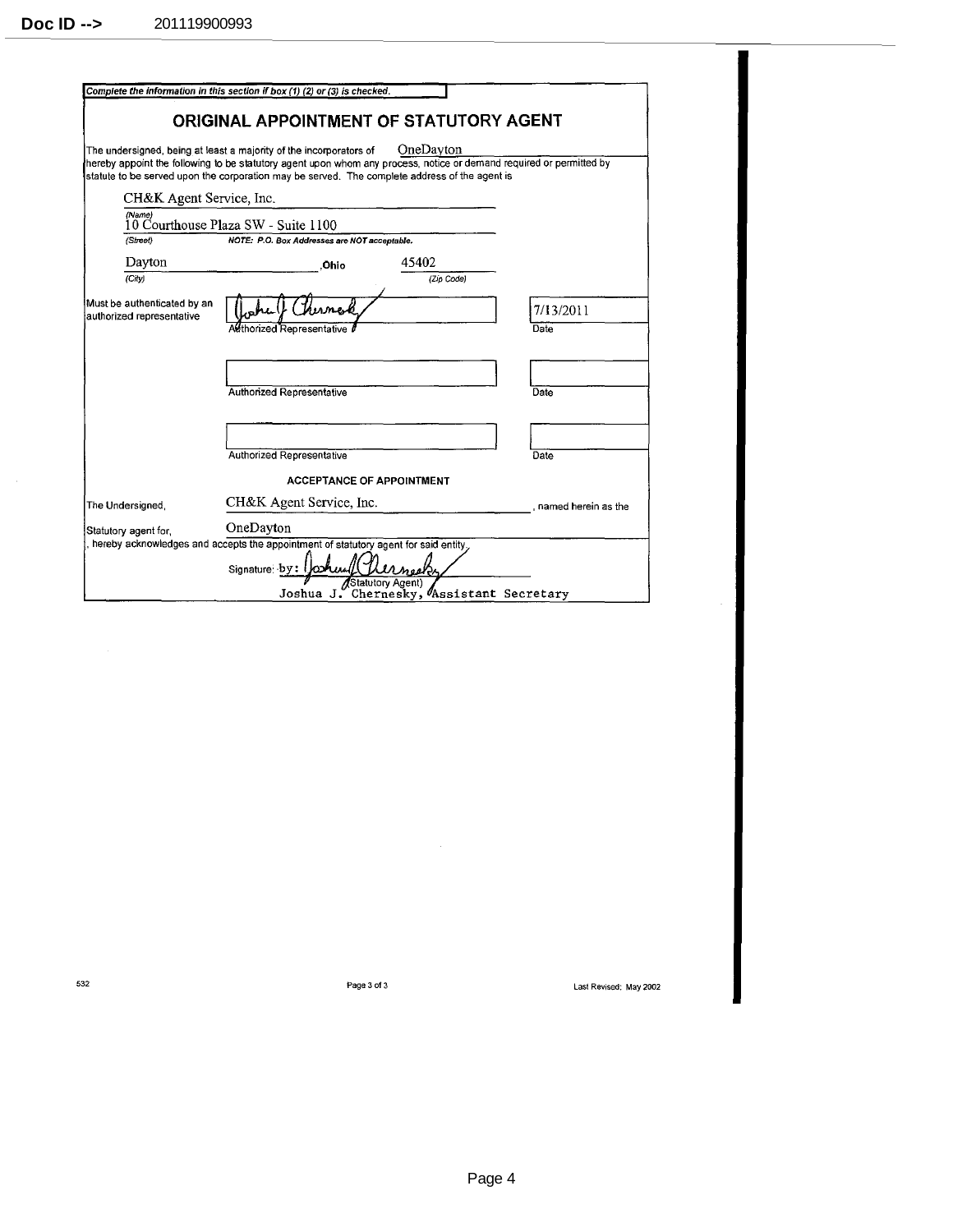Doc ID --> 201119900993

*Complete the information in this section if box (1) (2) or (3) is checked.*

## ORIGINAL APPOINTMENT OF STATUTORY AGENT

The undersigned, being at least a majority of the incorporators of OneDayton hereby appoint the following to be statutory agent upon whom any process, notice or demand required or permitted by statute to be served upon the corporation may be served. The complete address of the agent is

CH&K Agent Service, Inc.
*(Name)*

10 Courthouse Plaza SW - Suite 1100
*(Street)* ***NOTE: P.O. Box Addresses are NOT acceptable.***

Dayton, Ohio 45402
*(City)* *(Zip Code)*

Must be authenticated by an authorized representative

| | |
|---|---|
| [signature] | 7/13/2011 |
| Authorized Representative | Date |
| | |
| Authorized Representative | Date |
| | |
| Authorized Representative | Date |

### ACCEPTANCE OF APPOINTMENT

The Undersigned, CH&K Agent Service, Inc., named herein as the

Statutory agent for, OneDayton

, hereby acknowledges and accepts the appointment of statutory agent for said entity.

Signature: by: [signature]
(Statutory Agent)
Joshua J. Chernesky, Assistant Secretary

532 Last Revised: May 2002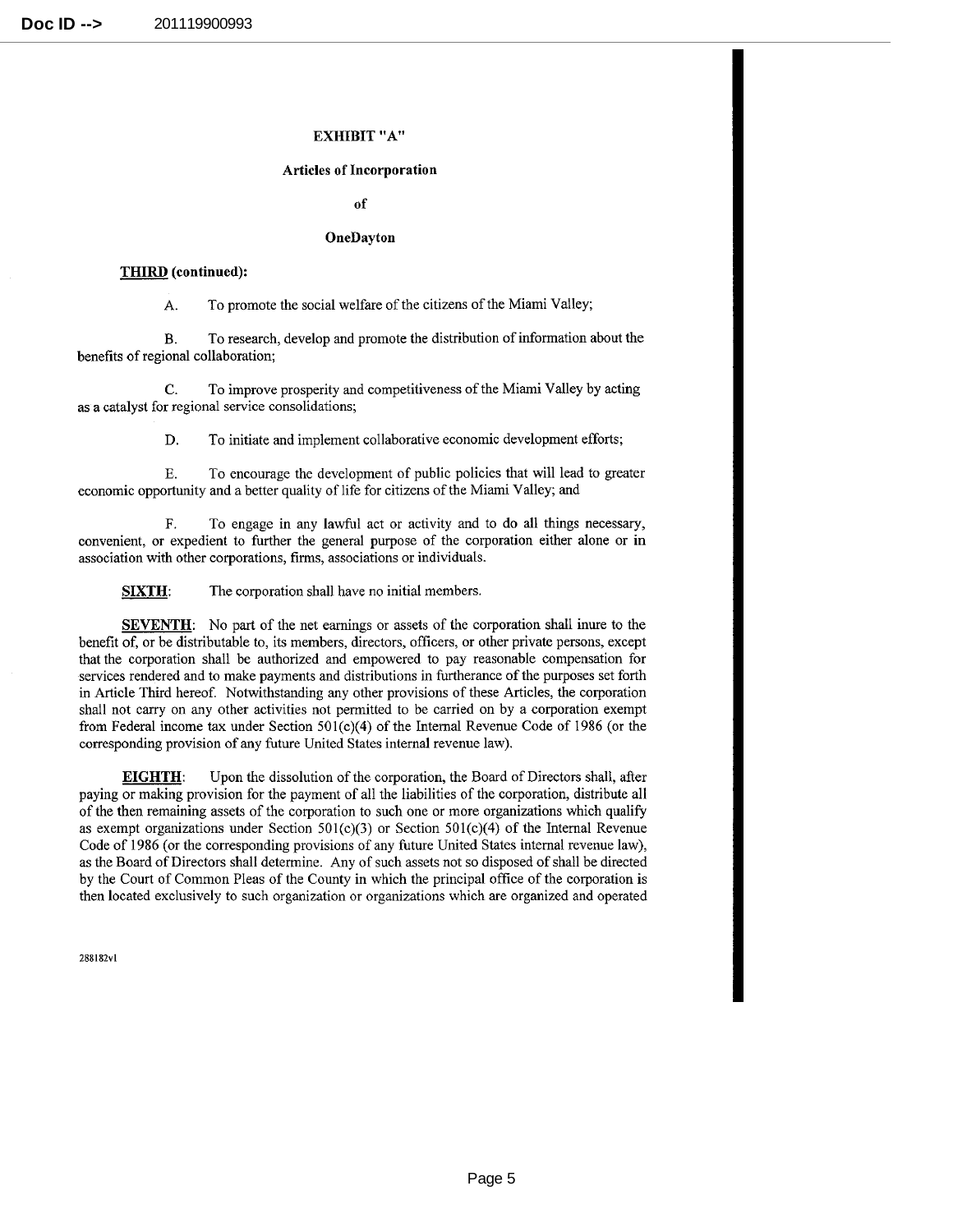## EXHIBIT "A"

### Articles of Incorporation

### of

### OneDayton

**THIRD (continued):**

A. To promote the social welfare of the citizens of the Miami Valley;

B. To research, develop and promote the distribution of information about the benefits of regional collaboration;

C. To improve prosperity and competitiveness of the Miami Valley by acting as a catalyst for regional service consolidations;

D. To initiate and implement collaborative economic development efforts;

E. To encourage the development of public policies that will lead to greater economic opportunity and a better quality of life for citizens of the Miami Valley; and

F. To engage in any lawful act or activity and to do all things necessary, convenient, or expedient to further the general purpose of the corporation either alone or in association with other corporations, firms, associations or individuals.

**SIXTH:** The corporation shall have no initial members.

**SEVENTH:** No part of the net earnings or assets of the corporation shall inure to the benefit of, or be distributable to, its members, directors, officers, or other private persons, except that the corporation shall be authorized and empowered to pay reasonable compensation for services rendered and to make payments and distributions in furtherance of the purposes set forth in Article Third hereof. Notwithstanding any other provisions of these Articles, the corporation shall not carry on any other activities not permitted to be carried on by a corporation exempt from Federal income tax under Section 501(c)(4) of the Internal Revenue Code of 1986 (or the corresponding provision of any future United States internal revenue law).

**EIGHTH:** Upon the dissolution of the corporation, the Board of Directors shall, after paying or making provision for the payment of all the liabilities of the corporation, distribute all of the then remaining assets of the corporation to such one or more organizations which qualify as exempt organizations under Section 501(c)(3) or Section 501(c)(4) of the Internal Revenue Code of 1986 (or the corresponding provisions of any future United States internal revenue law), as the Board of Directors shall determine. Any of such assets not so disposed of shall be directed by the Court of Common Pleas of the County in which the principal office of the corporation is then located exclusively to such organization or organizations which are organized and operated

288182v1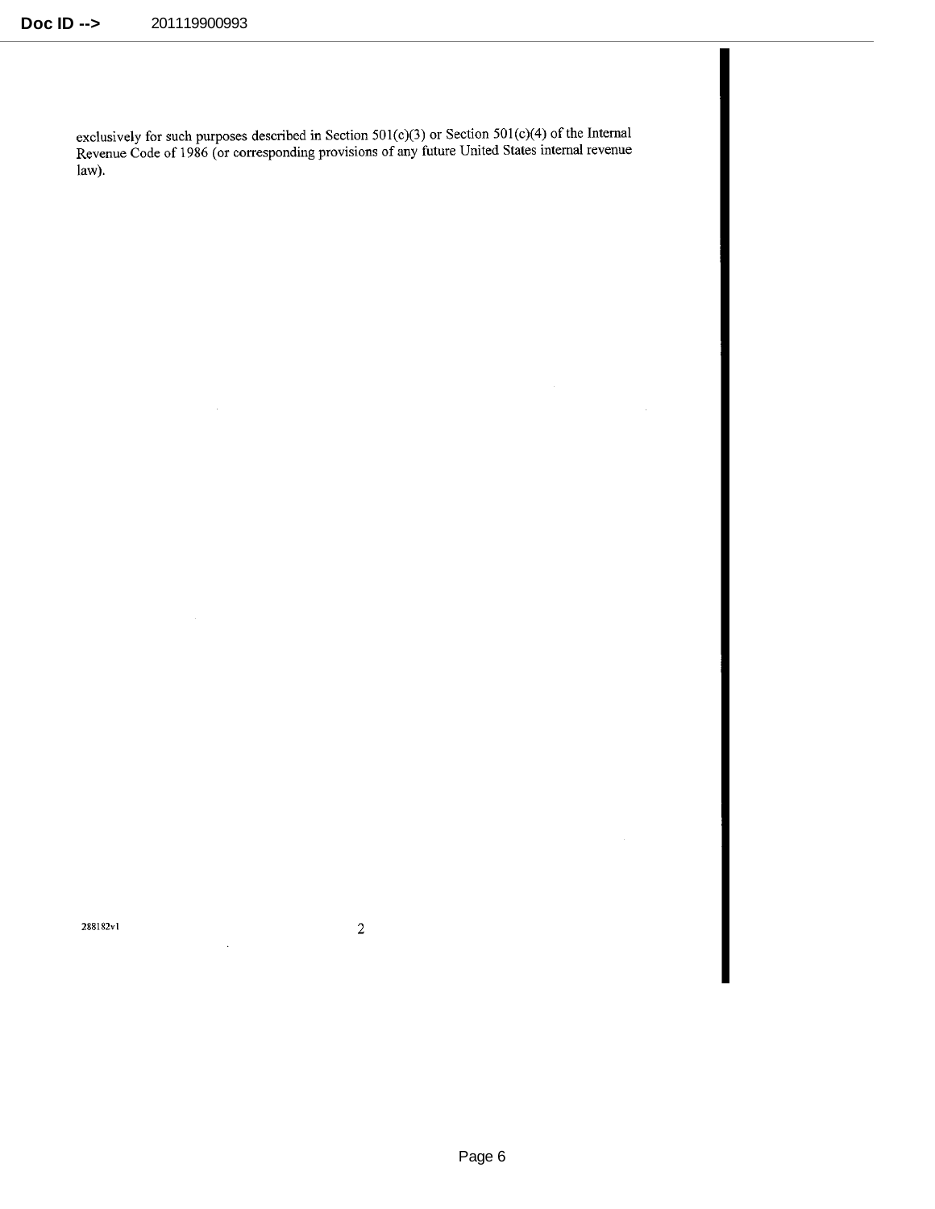exclusively for such purposes described in Section 501(c)(3) or Section 501(c)(4) of the Internal Revenue Code of 1986 (or corresponding provisions of any future United States internal revenue law).

288182v1